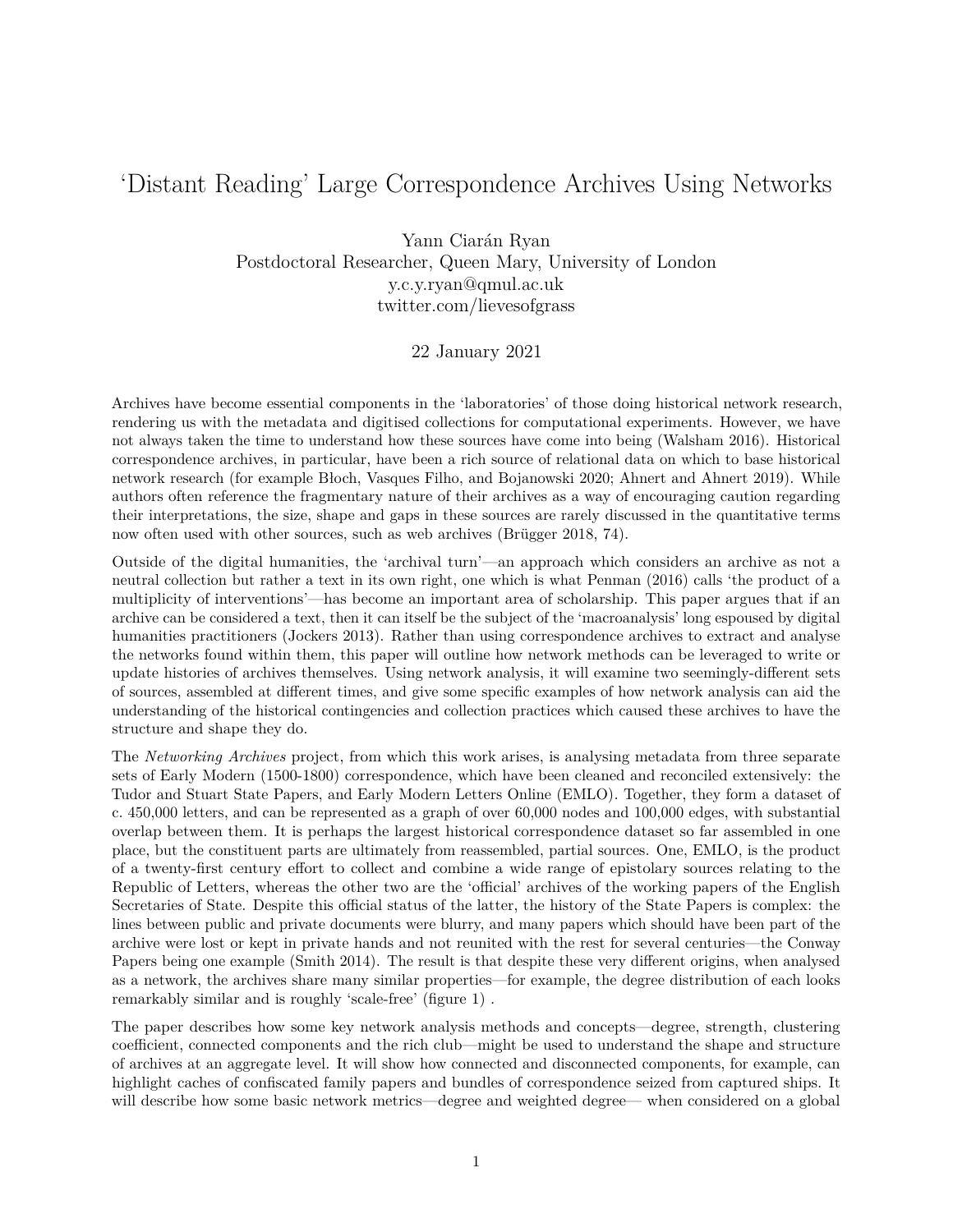# ‘Distant Reading’ Large Correspondence Archives Using Networks

Yann Ciarán Ryan
Postdoctoral Researcher, Queen Mary, University of London
y.c.y.ryan@qmul.ac.uk
twitter.com/lievesofgrass

22 January 2021

Archives have become essential components in the ‘laboratories’ of those doing historical network research, rendering us with the metadata and digitised collections for computational experiments. However, we have not always taken the time to understand how these sources have come into being (Walsham 2016). Historical correspondence archives, in particular, have been a rich source of relational data on which to base historical network research (for example Bloch, Vasques Filho, and Bojanowski 2020; Ahnert and Ahnert 2019). While authors often reference the fragmentary nature of their archives as a way of encouraging caution regarding their interpretations, the size, shape and gaps in these sources are rarely discussed in the quantitative terms now often used with other sources, such as web archives (Brügger 2018, 74).

Outside of the digital humanities, the ‘archival turn’—an approach which considers an archive as not a neutral collection but rather a text in its own right, one which is what Penman (2016) calls ‘the product of a multiplicity of interventions’—has become an important area of scholarship. This paper argues that if an archive can be considered a text, then it can itself be the subject of the ‘macroanalysis’ long espoused by digital humanities practitioners (Jockers 2013). Rather than using correspondence archives to extract and analyse the networks found within them, this paper will outline how network methods can be leveraged to write or update histories of archives themselves. Using network analysis, it will examine two seemingly-different sets of sources, assembled at different times, and give some specific examples of how network analysis can aid the understanding of the historical contingencies and collection practices which caused these archives to have the structure and shape they do.

The *Networking Archives* project, from which this work arises, is analysing metadata from three separate sets of Early Modern (1500-1800) correspondence, which have been cleaned and reconciled extensively: the Tudor and Stuart State Papers, and Early Modern Letters Online (EMLO). Together, they form a dataset of c. 450,000 letters, and can be represented as a graph of over 60,000 nodes and 100,000 edges, with substantial overlap between them. It is perhaps the largest historical correspondence dataset so far assembled in one place, but the constituent parts are ultimately from reassembled, partial sources. One, EMLO, is the product of a twenty-first century effort to collect and combine a wide range of epistolary sources relating to the Republic of Letters, whereas the other two are the ‘official’ archives of the working papers of the English Secretaries of State. Despite this official status of the latter, the history of the State Papers is complex: the lines between public and private documents were blurry, and many papers which should have been part of the archive were lost or kept in private hands and not reunited with the rest for several centuries—the Conway Papers being one example (Smith 2014). The result is that despite these very different origins, when analysed as a network, the archives share many similar properties—for example, the degree distribution of each looks remarkably similar and is roughly ‘scale-free’ (figure 1) .

The paper describes how some key network analysis methods and concepts—degree, strength, clustering coefficient, connected components and the rich club—might be used to understand the shape and structure of archives at an aggregate level. It will show how connected and disconnected components, for example, can highlight caches of confiscated family papers and bundles of correspondence seized from captured ships. It will describe how some basic network metrics—degree and weighted degree— when considered on a global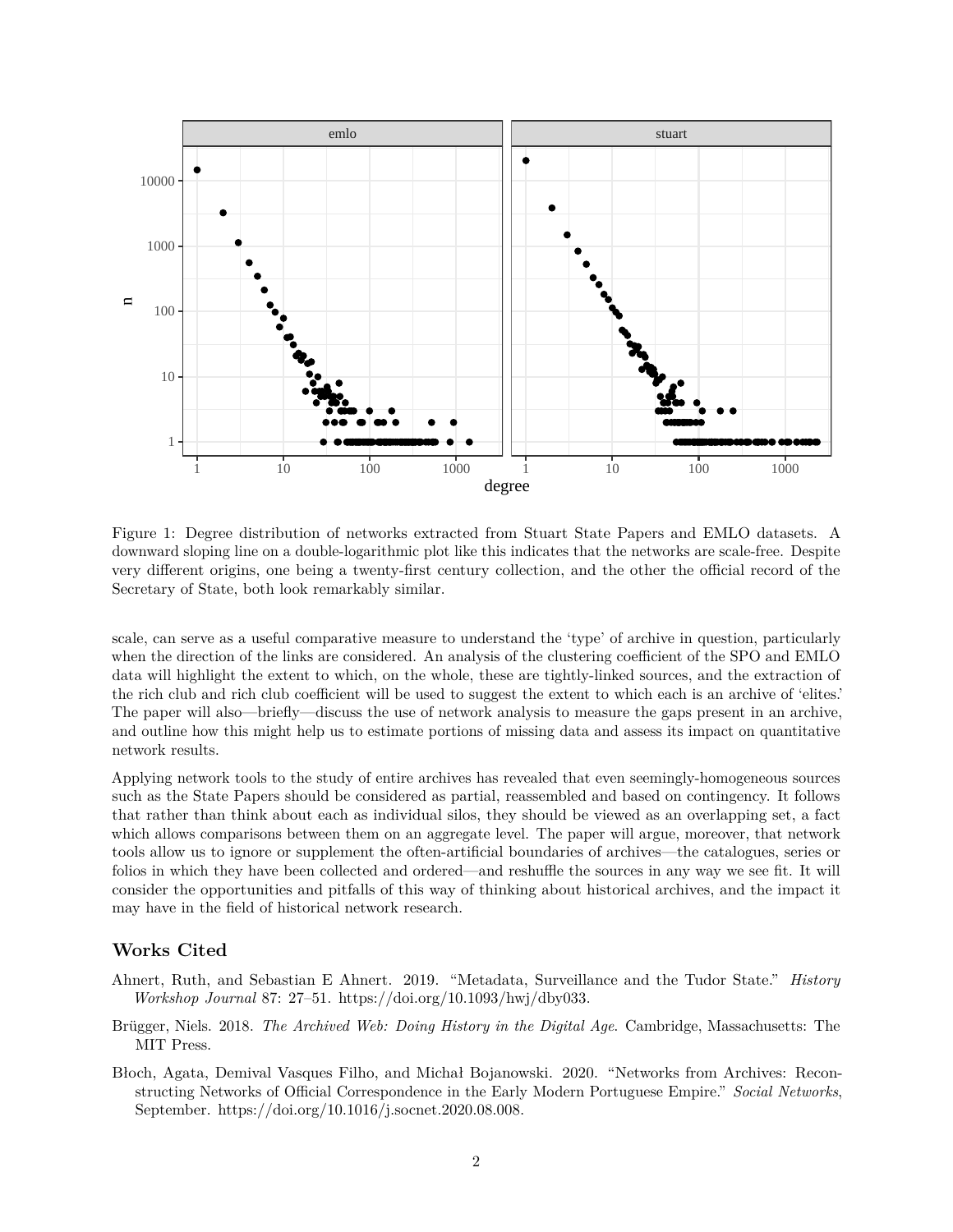Figure 1: Degree distribution of networks extracted from Stuart State Papers and EMLO datasets. A downward sloping line on a double-logarithmic plot like this indicates that the networks are scale-free. Despite very different origins, one being a twenty-first century collection, and the other the official record of the Secretary of State, both look remarkably similar.

scale, can serve as a useful comparative measure to understand the 'type' of archive in question, particularly when the direction of the links are considered. An analysis of the clustering coefficient of the SPO and EMLO data will highlight the extent to which, on the whole, these are tightly-linked sources, and the extraction of the rich club and rich club coefficient will be used to suggest the extent to which each is an archive of 'elites.' The paper will also—briefly—discuss the use of network analysis to measure the gaps present in an archive, and outline how this might help us to estimate portions of missing data and assess its impact on quantitative network results.

Applying network tools to the study of entire archives has revealed that even seemingly-homogeneous sources such as the State Papers should be considered as partial, reassembled and based on contingency. It follows that rather than think about each as individual silos, they should be viewed as an overlapping set, a fact which allows comparisons between them on an aggregate level. The paper will argue, moreover, that network tools allow us to ignore or supplement the often-artificial boundaries of archives—the catalogues, series or folios in which they have been collected and ordered—and reshuffle the sources in any way we see fit. It will consider the opportunities and pitfalls of this way of thinking about historical archives, and the impact it may have in the field of historical network research.

## Works Cited

Ahnert, Ruth, and Sebastian E Ahnert. 2019. "Metadata, Surveillance and the Tudor State." *History Workshop Journal* 87: 27–51. https://doi.org/10.1093/hwj/dby033.

Brügger, Niels. 2018. *The Archived Web: Doing History in the Digital Age*. Cambridge, Massachusetts: The MIT Press.

Błoch, Agata, Demival Vasques Filho, and Michał Bojanowski. 2020. "Networks from Archives: Reconstructing Networks of Official Correspondence in the Early Modern Portuguese Empire." *Social Networks*, September. https://doi.org/10.1016/j.socnet.2020.08.008.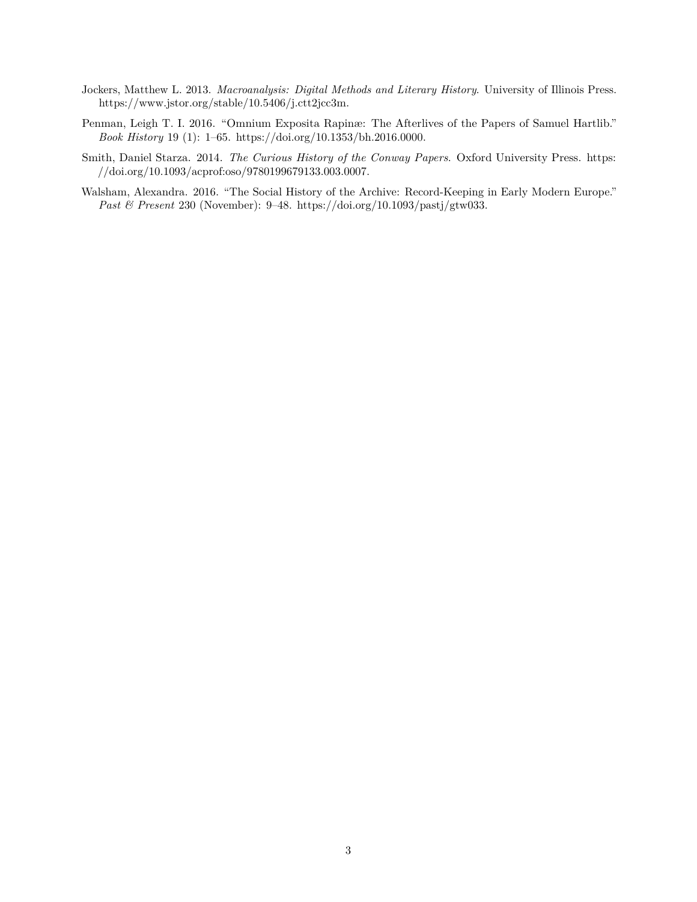Jockers, Matthew L. 2013. *Macroanalysis: Digital Methods and Literary History*. University of Illinois Press. https://www.jstor.org/stable/10.5406/j.ctt2jcc3m.

Penman, Leigh T. I. 2016. "Omnium Exposita Rapinæ: The Afterlives of the Papers of Samuel Hartlib." *Book History* 19 (1): 1–65. https://doi.org/10.1353/bh.2016.0000.

Smith, Daniel Starza. 2014. *The Curious History of the Conway Papers*. Oxford University Press. https://doi.org/10.1093/acprof:oso/9780199679133.003.0007.

Walsham, Alexandra. 2016. "The Social History of the Archive: Record-Keeping in Early Modern Europe." *Past & Present* 230 (November): 9–48. https://doi.org/10.1093/pastj/gtw033.